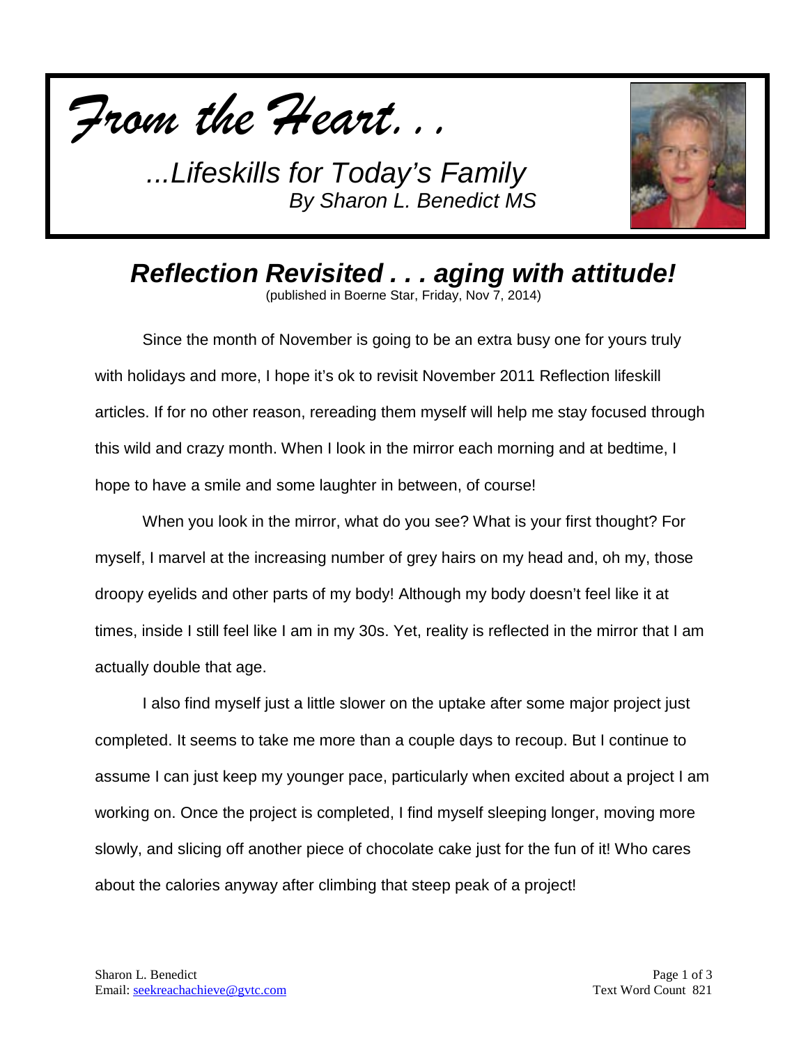*From the Heart. . .*

*...Lifeskills for Today's Family*
*By Sharon L. Benedict MS*

# *Reflection Revisited . . . aging with attitude!*

(published in Boerne Star, Friday, Nov 7, 2014)

Since the month of November is going to be an extra busy one for yours truly with holidays and more, I hope it's ok to revisit November 2011 Reflection lifeskill articles. If for no other reason, rereading them myself will help me stay focused through this wild and crazy month. When I look in the mirror each morning and at bedtime, I hope to have a smile and some laughter in between, of course!

When you look in the mirror, what do you see? What is your first thought? For myself, I marvel at the increasing number of grey hairs on my head and, oh my, those droopy eyelids and other parts of my body! Although my body doesn't feel like it at times, inside I still feel like I am in my 30s. Yet, reality is reflected in the mirror that I am actually double that age.

I also find myself just a little slower on the uptake after some major project just completed. It seems to take me more than a couple days to recoup. But I continue to assume I can just keep my younger pace, particularly when excited about a project I am working on. Once the project is completed, I find myself sleeping longer, moving more slowly, and slicing off another piece of chocolate cake just for the fun of it! Who cares about the calories anyway after climbing that steep peak of a project!

Sharon L. Benedict
Email: seekreachachieve@gvtc.com

Text Word Count 821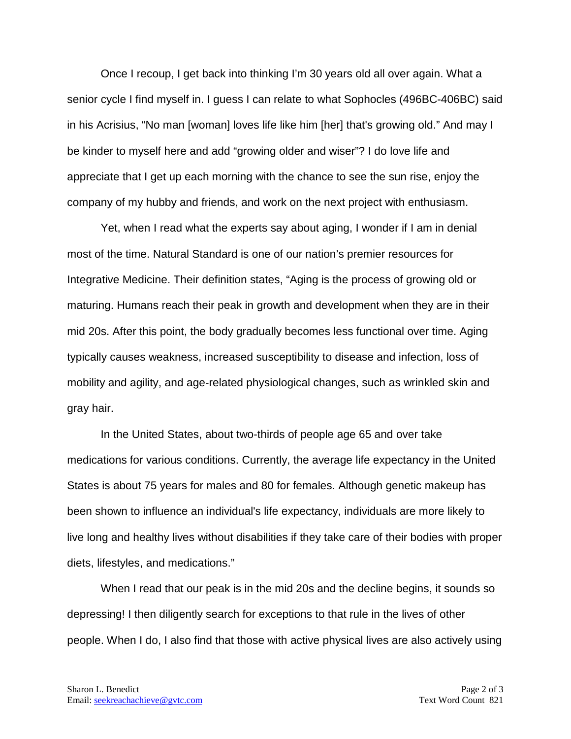Once I recoup, I get back into thinking I'm 30 years old all over again. What a senior cycle I find myself in. I guess I can relate to what Sophocles (496BC-406BC) said in his Acrisius, "No man [woman] loves life like him [her] that's growing old." And may I be kinder to myself here and add "growing older and wiser"? I do love life and appreciate that I get up each morning with the chance to see the sun rise, enjoy the company of my hubby and friends, and work on the next project with enthusiasm.

Yet, when I read what the experts say about aging, I wonder if I am in denial most of the time. Natural Standard is one of our nation's premier resources for Integrative Medicine. Their definition states, "Aging is the process of growing old or maturing. Humans reach their peak in growth and development when they are in their mid 20s. After this point, the body gradually becomes less functional over time. Aging typically causes weakness, increased susceptibility to disease and infection, loss of mobility and agility, and age-related physiological changes, such as wrinkled skin and gray hair.

In the United States, about two-thirds of people age 65 and over take medications for various conditions. Currently, the average life expectancy in the United States is about 75 years for males and 80 for females. Although genetic makeup has been shown to influence an individual's life expectancy, individuals are more likely to live long and healthy lives without disabilities if they take care of their bodies with proper diets, lifestyles, and medications."

When I read that our peak is in the mid 20s and the decline begins, it sounds so depressing! I then diligently search for exceptions to that rule in the lives of other people. When I do, I also find that those with active physical lives are also actively using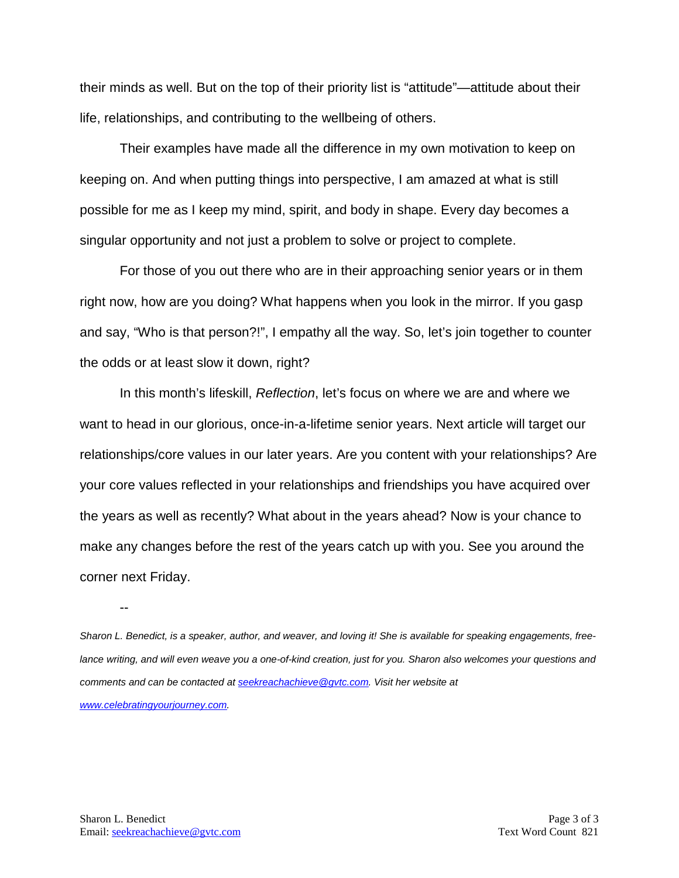their minds as well. But on the top of their priority list is "attitude"—attitude about their life, relationships, and contributing to the wellbeing of others.

Their examples have made all the difference in my own motivation to keep on keeping on. And when putting things into perspective, I am amazed at what is still possible for me as I keep my mind, spirit, and body in shape. Every day becomes a singular opportunity and not just a problem to solve or project to complete.

For those of you out there who are in their approaching senior years or in them right now, how are you doing? What happens when you look in the mirror. If you gasp and say, "Who is that person?!", I empathy all the way. So, let's join together to counter the odds or at least slow it down, right?

In this month's lifeskill, *Reflection*, let's focus on where we are and where we want to head in our glorious, once-in-a-lifetime senior years. Next article will target our relationships/core values in our later years. Are you content with your relationships? Are your core values reflected in your relationships and friendships you have acquired over the years as well as recently? What about in the years ahead? Now is your chance to make any changes before the rest of the years catch up with you. See you around the corner next Friday.

--

*Sharon L. Benedict, is a speaker, author, and weaver, and loving it! She is available for speaking engagements, free-lance writing, and will even weave you a one-of-kind creation, just for you. Sharon also welcomes your questions and comments and can be contacted at [seekreachachieve@gvtc.com](mailto:seekreachachieve@gvtc.com). Visit her website at [www.celebratingyourjourney.com](http://www.celebratingyourjourney.com).*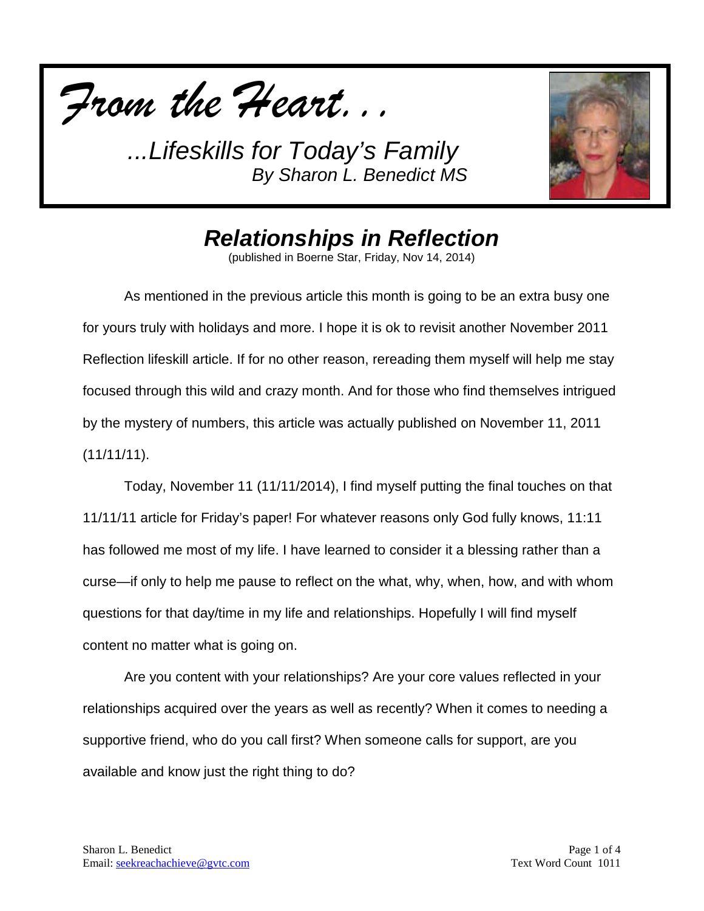*From the Heart...*

*...Lifeskills for Today's Family*
*By Sharon L. Benedict MS*

## *Relationships in Reflection*

(published in Boerne Star, Friday, Nov 14, 2014)

As mentioned in the previous article this month is going to be an extra busy one for yours truly with holidays and more. I hope it is ok to revisit another November 2011 Reflection lifeskill article. If for no other reason, rereading them myself will help me stay focused through this wild and crazy month. And for those who find themselves intrigued by the mystery of numbers, this article was actually published on November 11, 2011 (11/11/11).

Today, November 11 (11/11/2014), I find myself putting the final touches on that 11/11/11 article for Friday's paper! For whatever reasons only God fully knows, 11:11 has followed me most of my life. I have learned to consider it a blessing rather than a curse—if only to help me pause to reflect on the what, why, when, how, and with whom questions for that day/time in my life and relationships. Hopefully I will find myself content no matter what is going on.

Are you content with your relationships? Are your core values reflected in your relationships acquired over the years as well as recently? When it comes to needing a supportive friend, who do you call first? When someone calls for support, are you available and know just the right thing to do?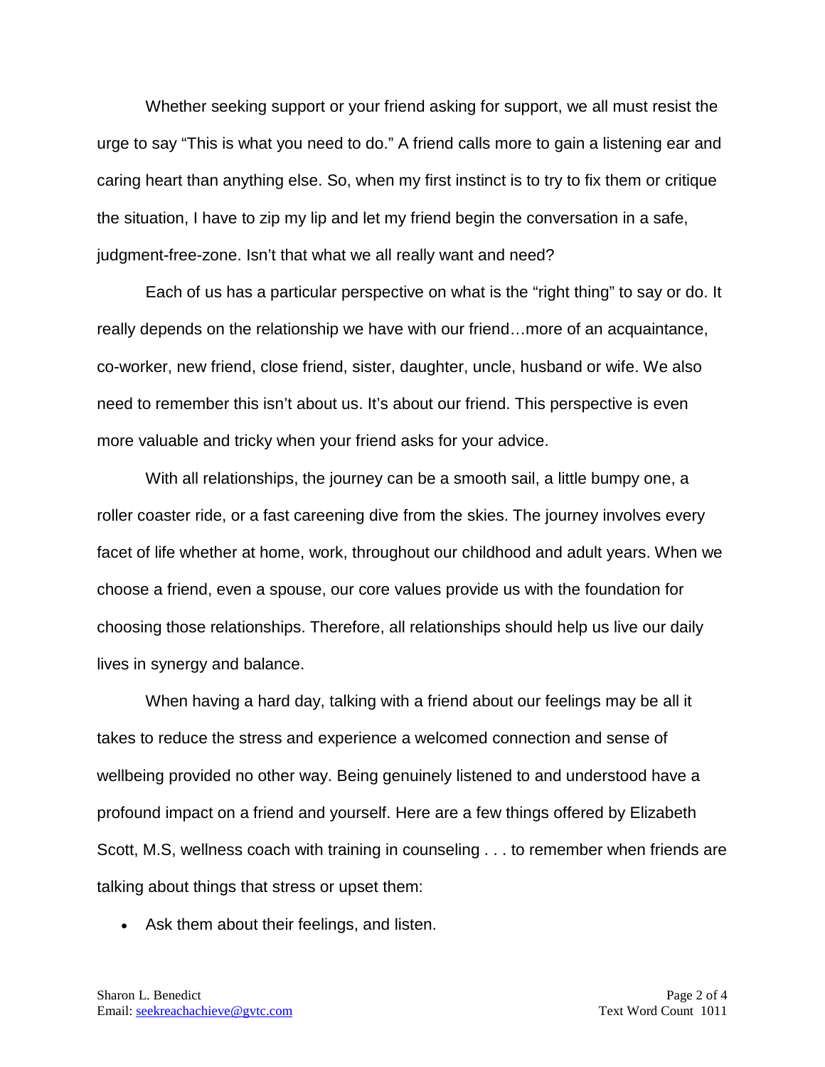Whether seeking support or your friend asking for support, we all must resist the urge to say "This is what you need to do." A friend calls more to gain a listening ear and caring heart than anything else. So, when my first instinct is to try to fix them or critique the situation, I have to zip my lip and let my friend begin the conversation in a safe, judgment-free-zone. Isn't that what we all really want and need?

Each of us has a particular perspective on what is the "right thing" to say or do. It really depends on the relationship we have with our friend…more of an acquaintance, co-worker, new friend, close friend, sister, daughter, uncle, husband or wife. We also need to remember this isn't about us. It's about our friend. This perspective is even more valuable and tricky when your friend asks for your advice.

With all relationships, the journey can be a smooth sail, a little bumpy one, a roller coaster ride, or a fast careening dive from the skies. The journey involves every facet of life whether at home, work, throughout our childhood and adult years. When we choose a friend, even a spouse, our core values provide us with the foundation for choosing those relationships. Therefore, all relationships should help us live our daily lives in synergy and balance.

When having a hard day, talking with a friend about our feelings may be all it takes to reduce the stress and experience a welcomed connection and sense of wellbeing provided no other way. Being genuinely listened to and understood have a profound impact on a friend and yourself. Here are a few things offered by Elizabeth Scott, M.S, wellness coach with training in counseling . . . to remember when friends are talking about things that stress or upset them:

- Ask them about their feelings, and listen.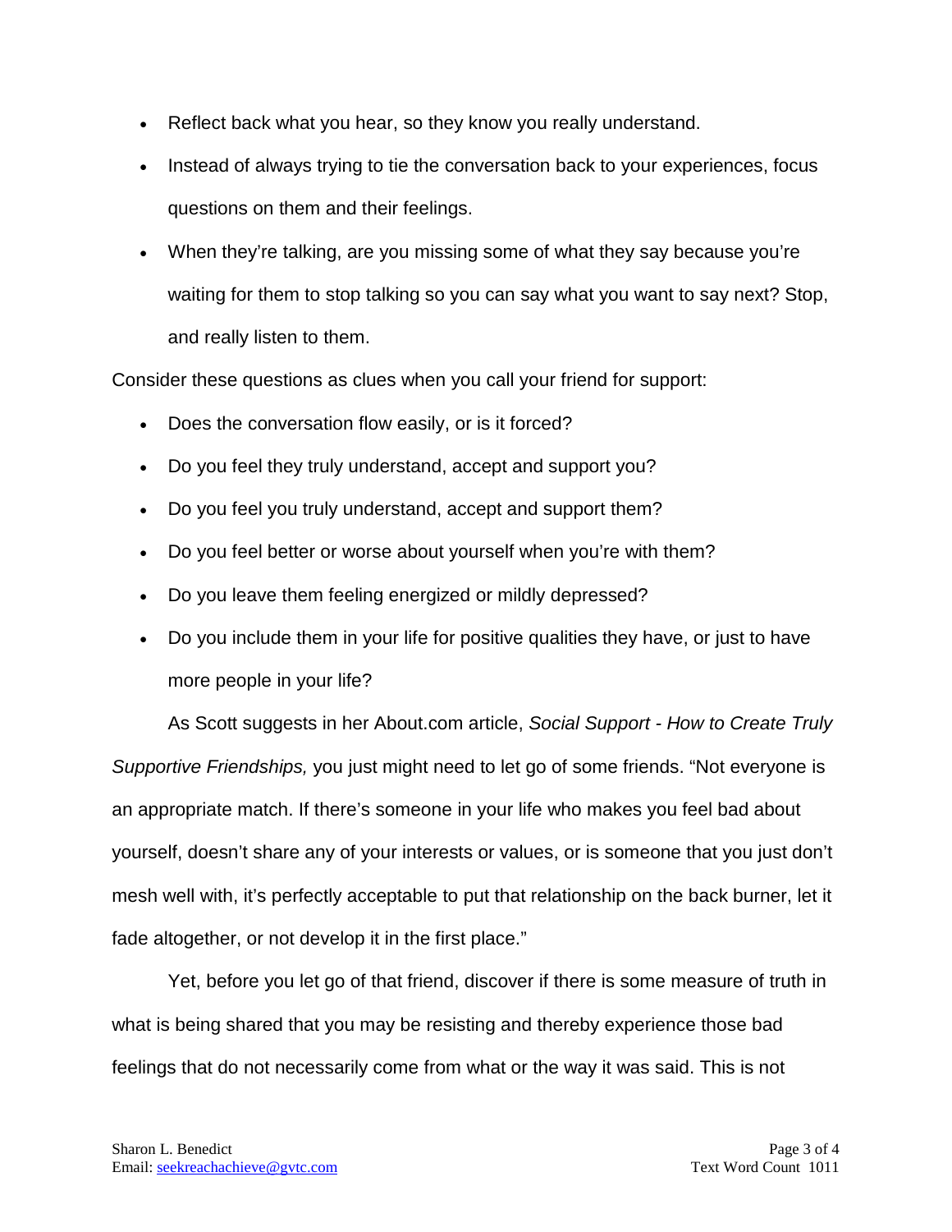- Reflect back what you hear, so they know you really understand.
- Instead of always trying to tie the conversation back to your experiences, focus questions on them and their feelings.
- When they're talking, are you missing some of what they say because you're waiting for them to stop talking so you can say what you want to say next? Stop, and really listen to them.

Consider these questions as clues when you call your friend for support:

- Does the conversation flow easily, or is it forced?
- Do you feel they truly understand, accept and support you?
- Do you feel you truly understand, accept and support them?
- Do you feel better or worse about yourself when you're with them?
- Do you leave them feeling energized or mildly depressed?
- Do you include them in your life for positive qualities they have, or just to have more people in your life?

As Scott suggests in her About.com article, *Social Support - How to Create Truly Supportive Friendships,* you just might need to let go of some friends. "Not everyone is an appropriate match. If there's someone in your life who makes you feel bad about yourself, doesn't share any of your interests or values, or is someone that you just don't mesh well with, it's perfectly acceptable to put that relationship on the back burner, let it fade altogether, or not develop it in the first place."

Yet, before you let go of that friend, discover if there is some measure of truth in what is being shared that you may be resisting and thereby experience those bad feelings that do not necessarily come from what or the way it was said. This is not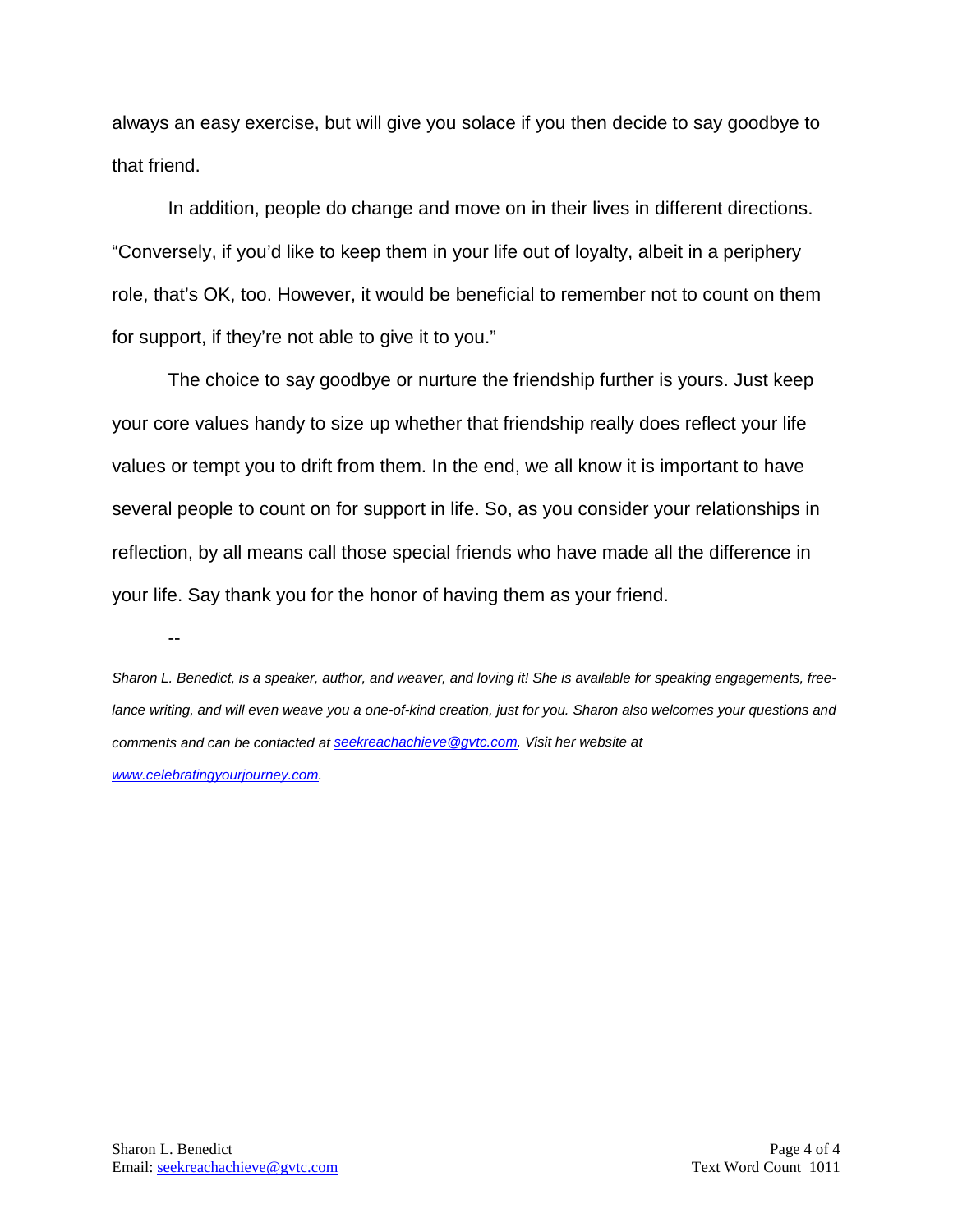always an easy exercise, but will give you solace if you then decide to say goodbye to that friend.

In addition, people do change and move on in their lives in different directions. “Conversely, if you’d like to keep them in your life out of loyalty, albeit in a periphery role, that’s OK, too. However, it would be beneficial to remember not to count on them for support, if they’re not able to give it to you.”

The choice to say goodbye or nurture the friendship further is yours. Just keep your core values handy to size up whether that friendship really does reflect your life values or tempt you to drift from them. In the end, we all know it is important to have several people to count on for support in life. So, as you consider your relationships in reflection, by all means call those special friends who have made all the difference in your life. Say thank you for the honor of having them as your friend.

--

*Sharon L. Benedict, is a speaker, author, and weaver, and loving it! She is available for speaking engagements, free-lance writing, and will even weave you a one-of-kind creation, just for you. Sharon also welcomes your questions and comments and can be contacted at [seekreachachieve@gvtc.com](mailto:seekreachachieve@gvtc.com). Visit her website at [www.celebratingyourjourney.com](http://www.celebratingyourjourney.com).*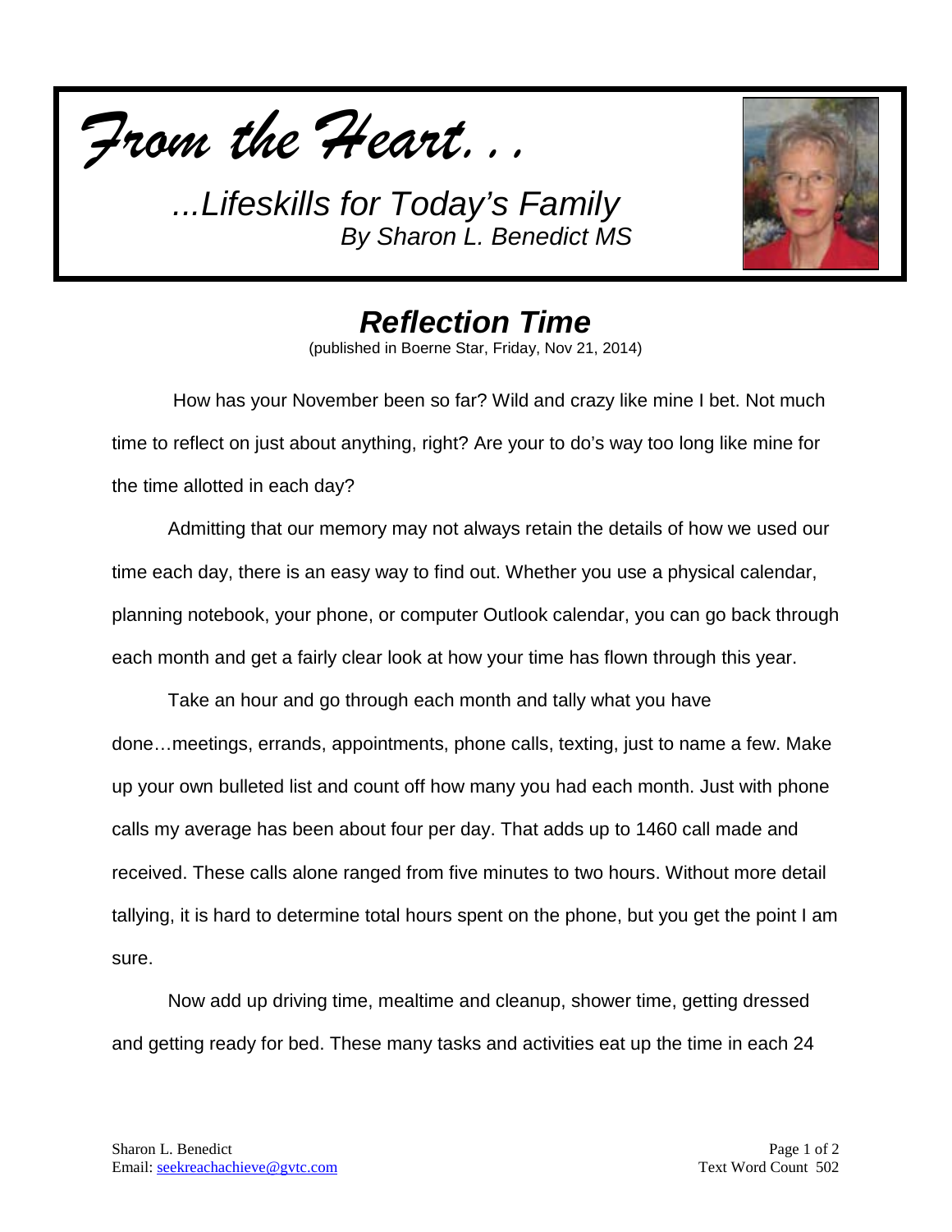*From the Heart...*

*...Lifeskills for Today's Family*
*By Sharon L. Benedict MS*

# *Reflection Time*

(published in Boerne Star, Friday, Nov 21, 2014)

How has your November been so far? Wild and crazy like mine I bet. Not much time to reflect on just about anything, right? Are your to do's way too long like mine for the time allotted in each day?

Admitting that our memory may not always retain the details of how we used our time each day, there is an easy way to find out. Whether you use a physical calendar, planning notebook, your phone, or computer Outlook calendar, you can go back through each month and get a fairly clear look at how your time has flown through this year.

Take an hour and go through each month and tally what you have done…meetings, errands, appointments, phone calls, texting, just to name a few. Make up your own bulleted list and count off how many you had each month. Just with phone calls my average has been about four per day. That adds up to 1460 call made and received. These calls alone ranged from five minutes to two hours. Without more detail tallying, it is hard to determine total hours spent on the phone, but you get the point I am sure.

Now add up driving time, mealtime and cleanup, shower time, getting dressed and getting ready for bed. These many tasks and activities eat up the time in each 24

Sharon L. Benedict
Email: seekreachachieve@gvtc.com

Text Word Count 502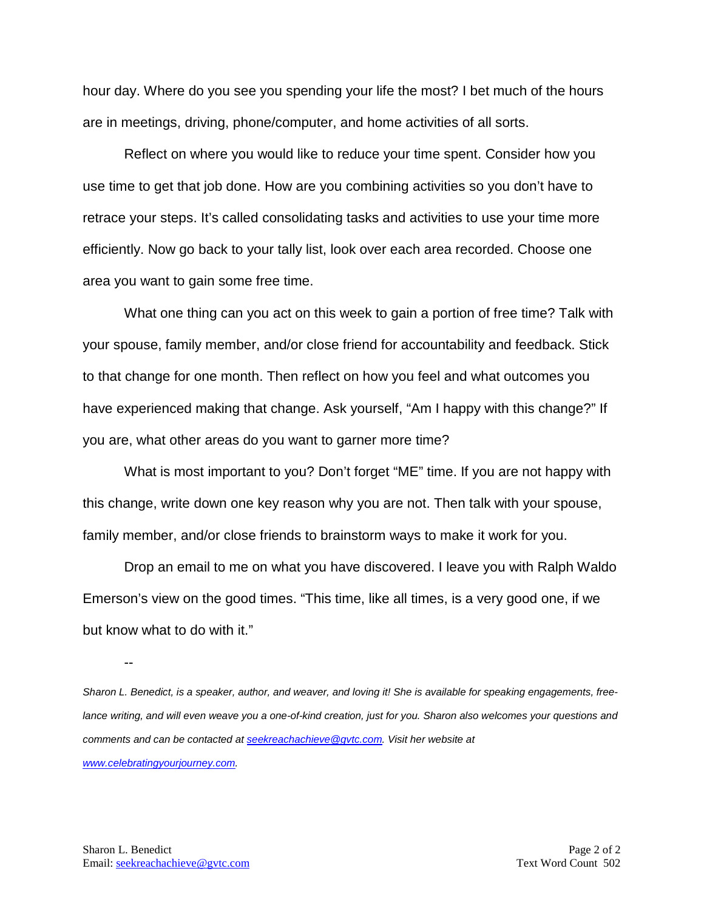hour day. Where do you see you spending your life the most? I bet much of the hours are in meetings, driving, phone/computer, and home activities of all sorts.

Reflect on where you would like to reduce your time spent. Consider how you use time to get that job done. How are you combining activities so you don't have to retrace your steps. It's called consolidating tasks and activities to use your time more efficiently. Now go back to your tally list, look over each area recorded. Choose one area you want to gain some free time.

What one thing can you act on this week to gain a portion of free time? Talk with your spouse, family member, and/or close friend for accountability and feedback. Stick to that change for one month. Then reflect on how you feel and what outcomes you have experienced making that change. Ask yourself, "Am I happy with this change?" If you are, what other areas do you want to garner more time?

What is most important to you? Don't forget "ME" time. If you are not happy with this change, write down one key reason why you are not. Then talk with your spouse, family member, and/or close friends to brainstorm ways to make it work for you.

Drop an email to me on what you have discovered. I leave you with Ralph Waldo Emerson's view on the good times. "This time, like all times, is a very good one, if we but know what to do with it."

--

*Sharon L. Benedict, is a speaker, author, and weaver, and loving it! She is available for speaking engagements, free-lance writing, and will even weave you a one-of-kind creation, just for you. Sharon also welcomes your questions and comments and can be contacted at [seekreachachieve@gvtc.com](mailto:seekreachachieve@gvtc.com). Visit her website at [www.celebratingyourjourney.com](http://www.celebratingyourjourney.com).*

Sharon L. Benedict
Email: [seekreachachieve@gvtc.com](mailto:seekreachachieve@gvtc.com)

Text Word Count 502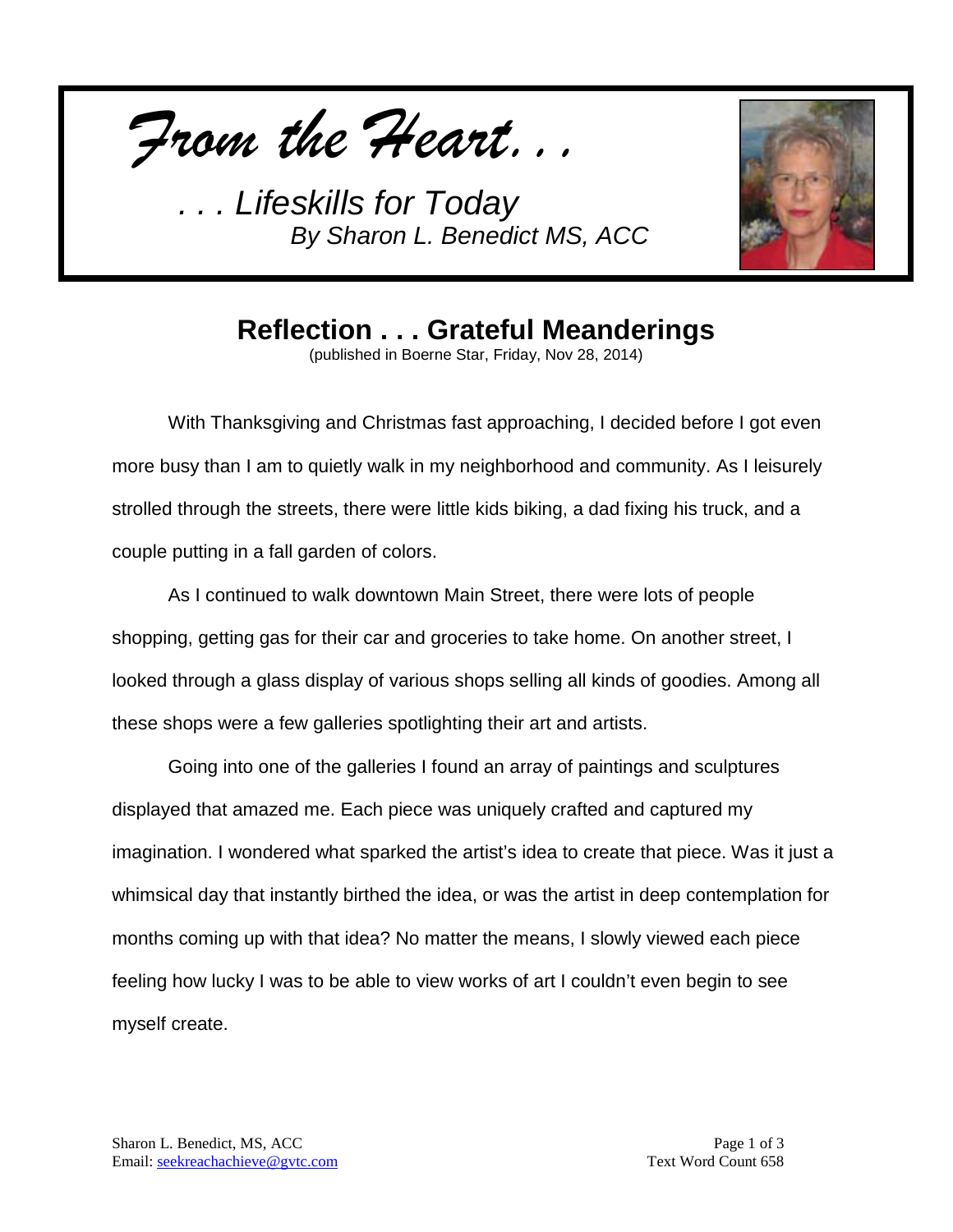*From the Heart. . .*

*. . . Lifeskills for Today*
*By Sharon L. Benedict MS, ACC*

## Reflection . . . Grateful Meanderings

(published in Boerne Star, Friday, Nov 28, 2014)

With Thanksgiving and Christmas fast approaching, I decided before I got even more busy than I am to quietly walk in my neighborhood and community. As I leisurely strolled through the streets, there were little kids biking, a dad fixing his truck, and a couple putting in a fall garden of colors.

As I continued to walk downtown Main Street, there were lots of people shopping, getting gas for their car and groceries to take home. On another street, I looked through a glass display of various shops selling all kinds of goodies. Among all these shops were a few galleries spotlighting their art and artists.

Going into one of the galleries I found an array of paintings and sculptures displayed that amazed me. Each piece was uniquely crafted and captured my imagination. I wondered what sparked the artist's idea to create that piece. Was it just a whimsical day that instantly birthed the idea, or was the artist in deep contemplation for months coming up with that idea? No matter the means, I slowly viewed each piece feeling how lucky I was to be able to view works of art I couldn't even begin to see myself create.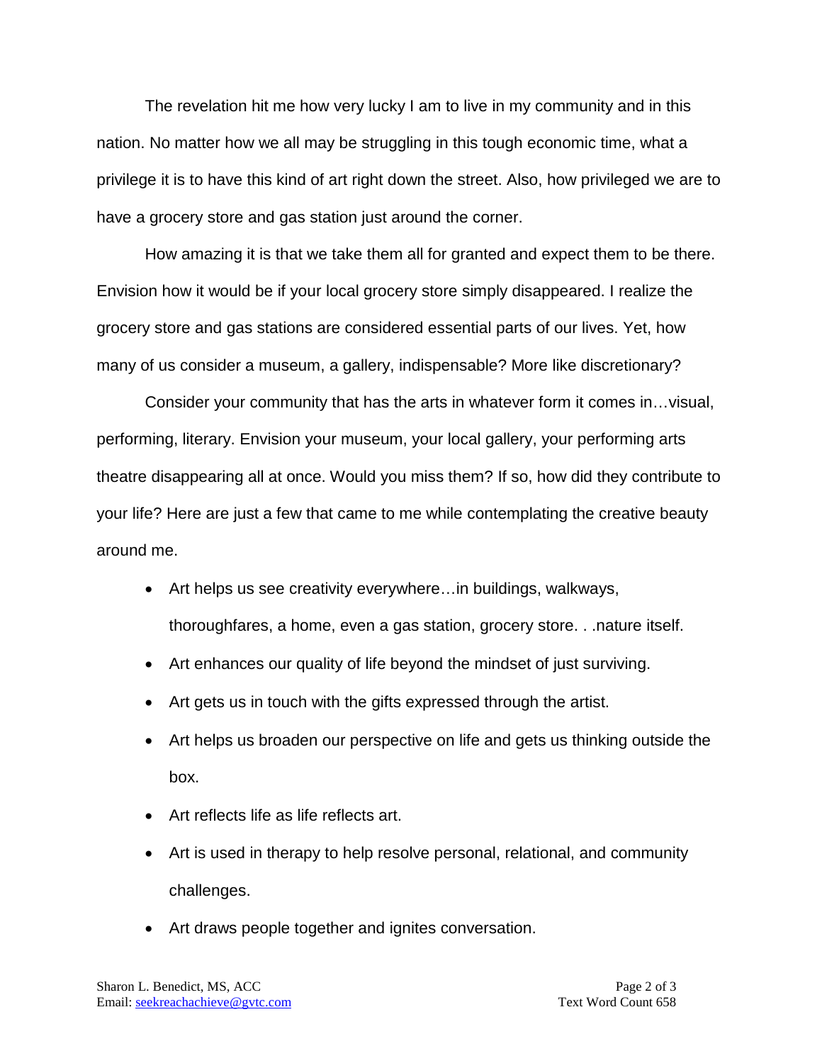The revelation hit me how very lucky I am to live in my community and in this nation. No matter how we all may be struggling in this tough economic time, what a privilege it is to have this kind of art right down the street. Also, how privileged we are to have a grocery store and gas station just around the corner.

How amazing it is that we take them all for granted and expect them to be there. Envision how it would be if your local grocery store simply disappeared. I realize the grocery store and gas stations are considered essential parts of our lives. Yet, how many of us consider a museum, a gallery, indispensable? More like discretionary?

Consider your community that has the arts in whatever form it comes in…visual, performing, literary. Envision your museum, your local gallery, your performing arts theatre disappearing all at once. Would you miss them? If so, how did they contribute to your life? Here are just a few that came to me while contemplating the creative beauty around me.

- Art helps us see creativity everywhere…in buildings, walkways, thoroughfares, a home, even a gas station, grocery store. . .nature itself.
- Art enhances our quality of life beyond the mindset of just surviving.
- Art gets us in touch with the gifts expressed through the artist.
- Art helps us broaden our perspective on life and gets us thinking outside the box.
- Art reflects life as life reflects art.
- Art is used in therapy to help resolve personal, relational, and community challenges.
- Art draws people together and ignites conversation.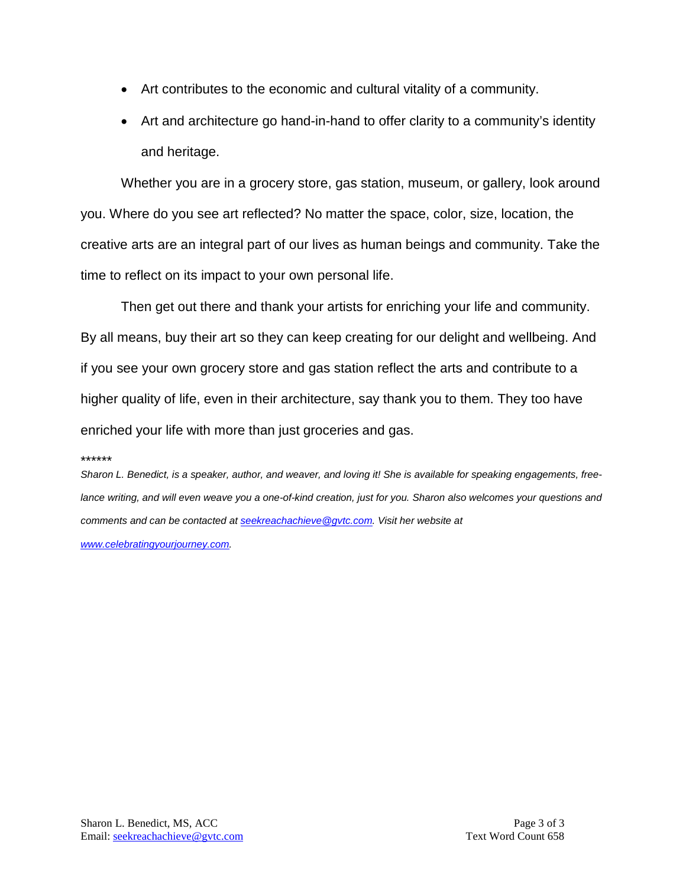- Art contributes to the economic and cultural vitality of a community.
- Art and architecture go hand-in-hand to offer clarity to a community's identity and heritage.

Whether you are in a grocery store, gas station, museum, or gallery, look around you. Where do you see art reflected? No matter the space, color, size, location, the creative arts are an integral part of our lives as human beings and community. Take the time to reflect on its impact to your own personal life.

Then get out there and thank your artists for enriching your life and community. By all means, buy their art so they can keep creating for our delight and wellbeing. And if you see your own grocery store and gas station reflect the arts and contribute to a higher quality of life, even in their architecture, say thank you to them. They too have enriched your life with more than just groceries and gas.

*\*\*\*\*\*\**

*Sharon L. Benedict, is a speaker, author, and weaver, and loving it! She is available for speaking engagements, free-lance writing, and will even weave you a one-of-kind creation, just for you. Sharon also welcomes your questions and comments and can be contacted at [seekreachachieve@gvtc.com](mailto:seekreachachieve@gvtc.com). Visit her website at [www.celebratingyourjourney.com](http://www.celebratingyourjourney.com).*